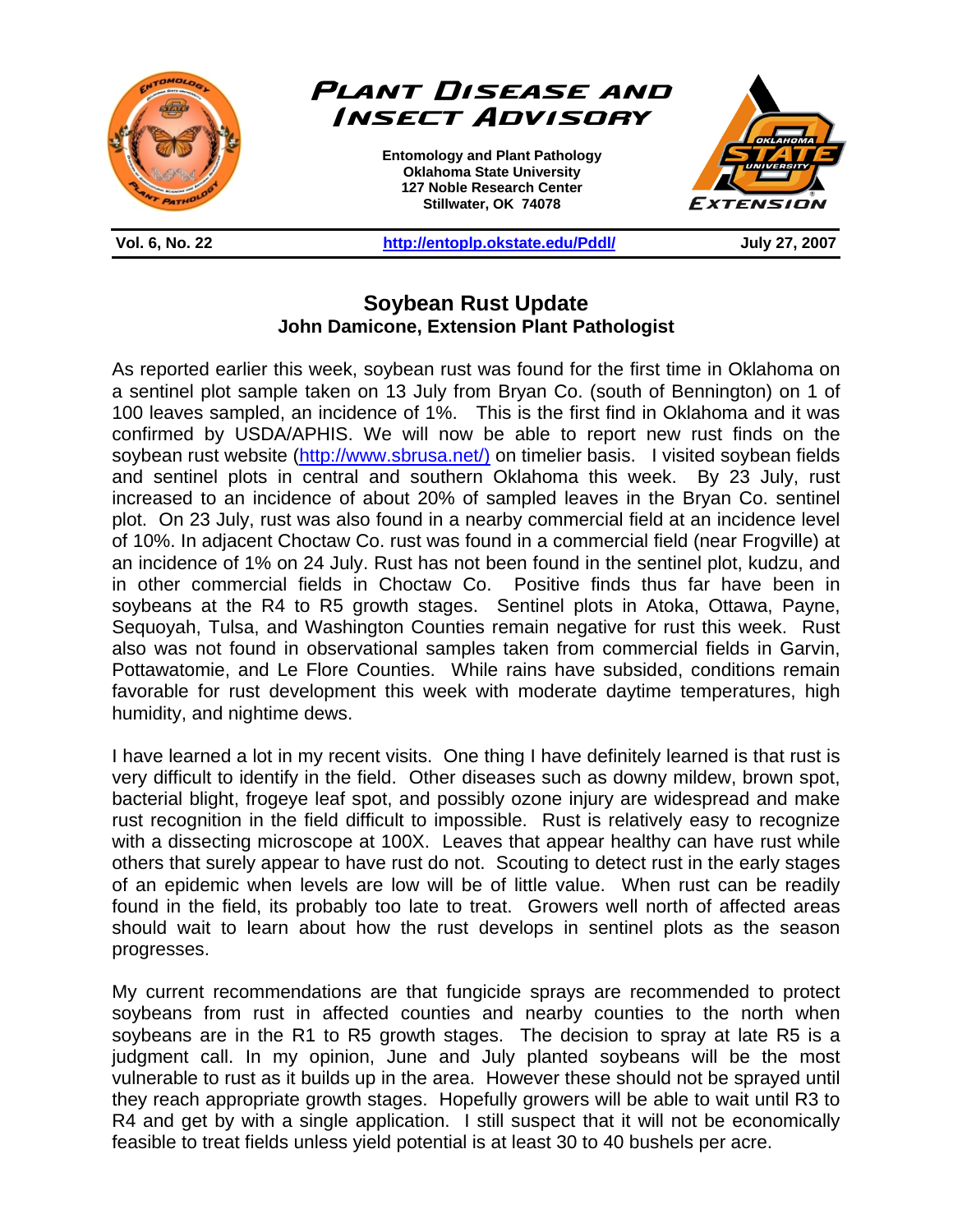# Plant Disease and Insect Advisory

**Entomology and Plant Pathology**
**Oklahoma State University**
**127 Noble Research Center**
**Stillwater, OK 74078**

**Vol. 6, No. 22** | **http://entoplp.okstate.edu/Pddl/** | **July 27, 2007**

## Soybean Rust Update

**John Damicone, Extension Plant Pathologist**

As reported earlier this week, soybean rust was found for the first time in Oklahoma on a sentinel plot sample taken on 13 July from Bryan Co. (south of Bennington) on 1 of 100 leaves sampled, an incidence of 1%. This is the first find in Oklahoma and it was confirmed by USDA/APHIS. We will now be able to report new rust finds on the soybean rust website (http://www.sbrusa.net/) on timelier basis. I visited soybean fields and sentinel plots in central and southern Oklahoma this week. By 23 July, rust increased to an incidence of about 20% of sampled leaves in the Bryan Co. sentinel plot. On 23 July, rust was also found in a nearby commercial field at an incidence level of 10%. In adjacent Choctaw Co. rust was found in a commercial field (near Frogville) at an incidence of 1% on 24 July. Rust has not been found in the sentinel plot, kudzu, and in other commercial fields in Choctaw Co. Positive finds thus far have been in soybeans at the R4 to R5 growth stages. Sentinel plots in Atoka, Ottawa, Payne, Sequoyah, Tulsa, and Washington Counties remain negative for rust this week. Rust also was not found in observational samples taken from commercial fields in Garvin, Pottawatomie, and Le Flore Counties. While rains have subsided, conditions remain favorable for rust development this week with moderate daytime temperatures, high humidity, and nightime dews.

I have learned a lot in my recent visits. One thing I have definitely learned is that rust is very difficult to identify in the field. Other diseases such as downy mildew, brown spot, bacterial blight, frogeye leaf spot, and possibly ozone injury are widespread and make rust recognition in the field difficult to impossible. Rust is relatively easy to recognize with a dissecting microscope at 100X. Leaves that appear healthy can have rust while others that surely appear to have rust do not. Scouting to detect rust in the early stages of an epidemic when levels are low will be of little value. When rust can be readily found in the field, its probably too late to treat. Growers well north of affected areas should wait to learn about how the rust develops in sentinel plots as the season progresses.

My current recommendations are that fungicide sprays are recommended to protect soybeans from rust in affected counties and nearby counties to the north when soybeans are in the R1 to R5 growth stages. The decision to spray at late R5 is a judgment call. In my opinion, June and July planted soybeans will be the most vulnerable to rust as it builds up in the area. However these should not be sprayed until they reach appropriate growth stages. Hopefully growers will be able to wait until R3 to R4 and get by with a single application. I still suspect that it will not be economically feasible to treat fields unless yield potential is at least 30 to 40 bushels per acre.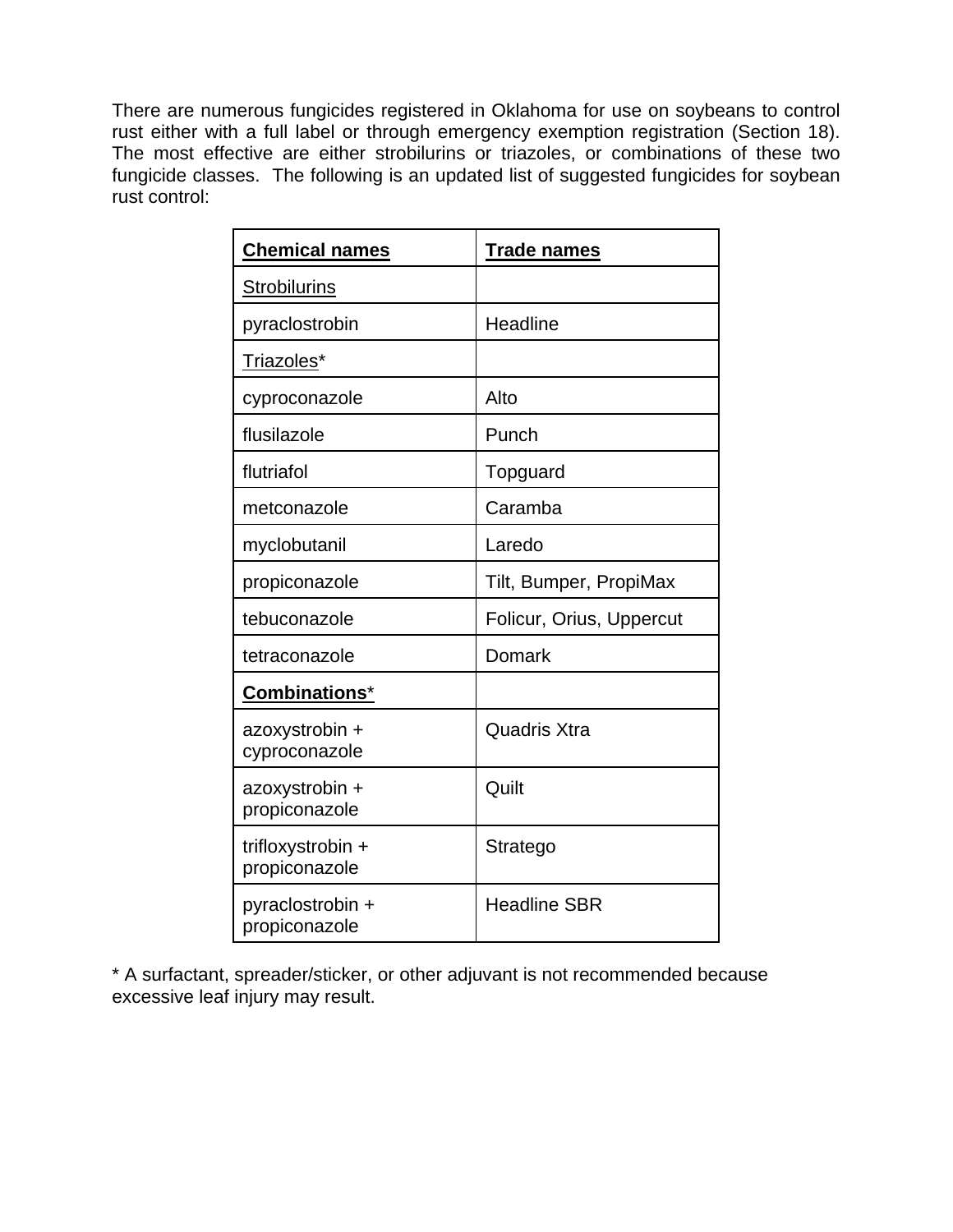There are numerous fungicides registered in Oklahoma for use on soybeans to control rust either with a full label or through emergency exemption registration (Section 18). The most effective are either strobilurins or triazoles, or combinations of these two fungicide classes. The following is an updated list of suggested fungicides for soybean rust control:

| **Chemical names** | **Trade names** |
| --- | --- |
| Strobilurins | |
| pyraclostrobin | Headline |
| Triazoles* | |
| cyproconazole | Alto |
| flusilazole | Punch |
| flutriafol | Topguard |
| metconazole | Caramba |
| myclobutanil | Laredo |
| propiconazole | Tilt, Bumper, PropiMax |
| tebuconazole | Folicur, Orius, Uppercut |
| tetraconazole | Domark |
| **Combinations*** | |
| azoxystrobin + cyproconazole | Quadris Xtra |
| azoxystrobin + propiconazole | Quilt |
| trifloxystrobin + propiconazole | Stratego |
| pyraclostrobin + propiconazole | Headline SBR |

* A surfactant, spreader/sticker, or other adjuvant is not recommended because excessive leaf injury may result.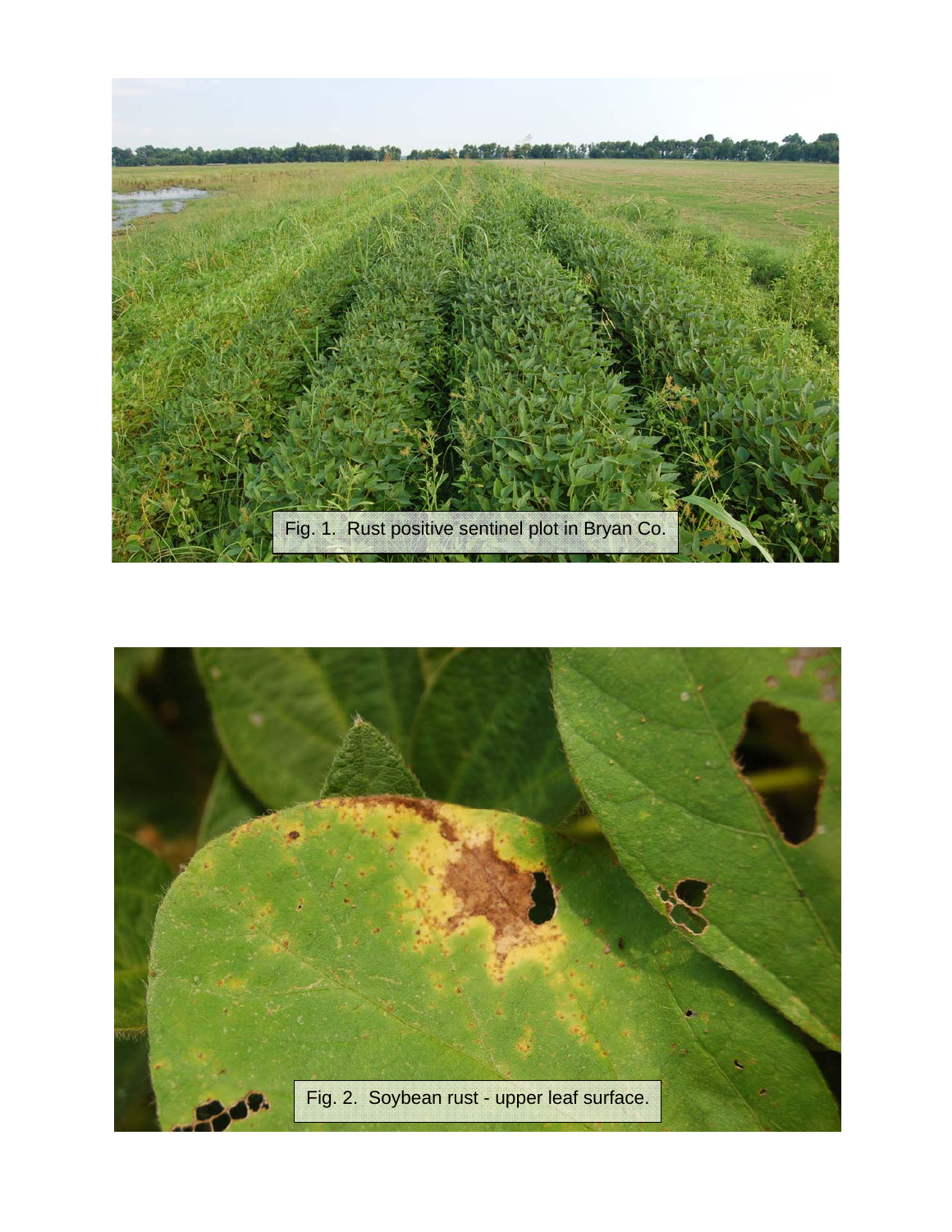Fig. 1. Rust positive sentinel plot in Bryan Co.

Fig. 2. Soybean rust - upper leaf surface.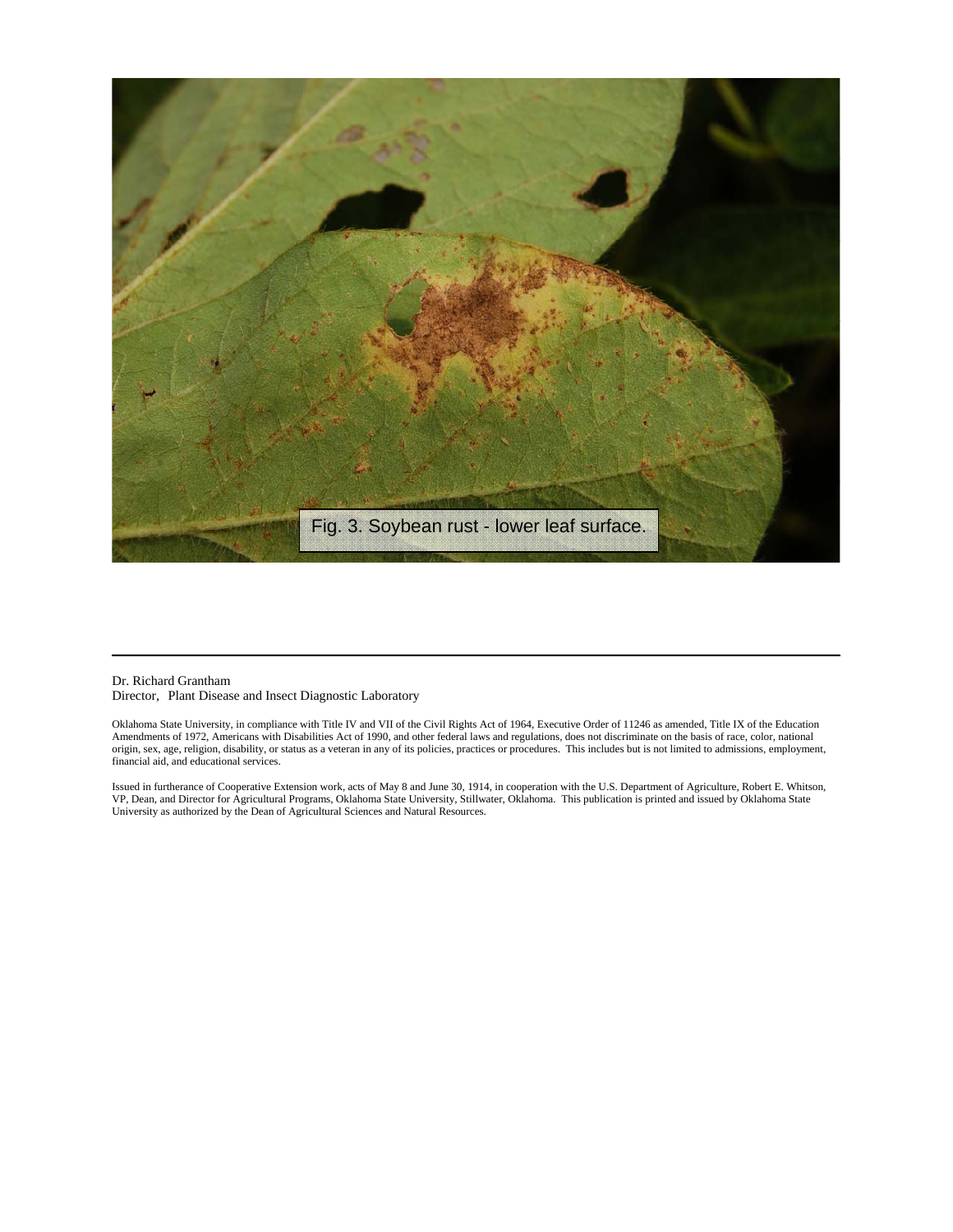Fig. 3. Soybean rust - lower leaf surface.

---

Dr. Richard Grantham
Director, Plant Disease and Insect Diagnostic Laboratory

Oklahoma State University, in compliance with Title IV and VII of the Civil Rights Act of 1964, Executive Order of 11246 as amended, Title IX of the Education Amendments of 1972, Americans with Disabilities Act of 1990, and other federal laws and regulations, does not discriminate on the basis of race, color, national origin, sex, age, religion, disability, or status as a veteran in any of its policies, practices or procedures. This includes but is not limited to admissions, employment, financial aid, and educational services.

Issued in furtherance of Cooperative Extension work, acts of May 8 and June 30, 1914, in cooperation with the U.S. Department of Agriculture, Robert E. Whitson, VP, Dean, and Director for Agricultural Programs, Oklahoma State University, Stillwater, Oklahoma. This publication is printed and issued by Oklahoma State University as authorized by the Dean of Agricultural Sciences and Natural Resources.